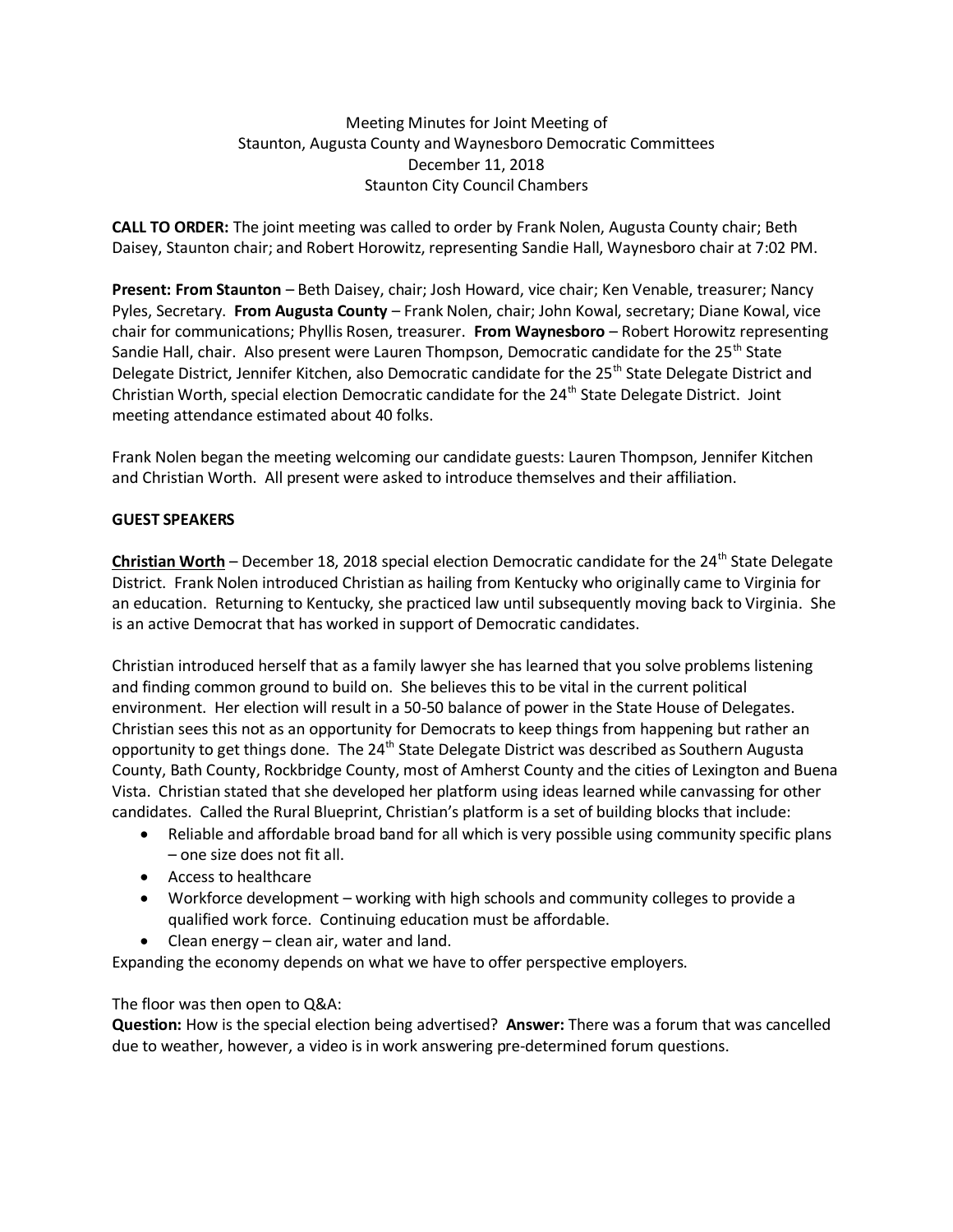Meeting Minutes for Joint Meeting of
Staunton, Augusta County and Waynesboro Democratic Committees
December 11, 2018
Staunton City Council Chambers

**CALL TO ORDER:** The joint meeting was called to order by Frank Nolen, Augusta County chair; Beth Daisey, Staunton chair; and Robert Horowitz, representing Sandie Hall, Waynesboro chair at 7:02 PM.

**Present: From Staunton** – Beth Daisey, chair; Josh Howard, vice chair; Ken Venable, treasurer; Nancy Pyles, Secretary. **From Augusta County** – Frank Nolen, chair; John Kowal, secretary; Diane Kowal, vice chair for communications; Phyllis Rosen, treasurer. **From Waynesboro** – Robert Horowitz representing Sandie Hall, chair. Also present were Lauren Thompson, Democratic candidate for the 25th State Delegate District, Jennifer Kitchen, also Democratic candidate for the 25th State Delegate District and Christian Worth, special election Democratic candidate for the 24th State Delegate District. Joint meeting attendance estimated about 40 folks.

Frank Nolen began the meeting welcoming our candidate guests: Lauren Thompson, Jennifer Kitchen and Christian Worth. All present were asked to introduce themselves and their affiliation.

**GUEST SPEAKERS**

**Christian Worth** – December 18, 2018 special election Democratic candidate for the 24th State Delegate District. Frank Nolen introduced Christian as hailing from Kentucky who originally came to Virginia for an education. Returning to Kentucky, she practiced law until subsequently moving back to Virginia. She is an active Democrat that has worked in support of Democratic candidates.

Christian introduced herself that as a family lawyer she has learned that you solve problems listening and finding common ground to build on. She believes this to be vital in the current political environment. Her election will result in a 50-50 balance of power in the State House of Delegates. Christian sees this not as an opportunity for Democrats to keep things from happening but rather an opportunity to get things done. The 24th State Delegate District was described as Southern Augusta County, Bath County, Rockbridge County, most of Amherst County and the cities of Lexington and Buena Vista. Christian stated that she developed her platform using ideas learned while canvassing for other candidates. Called the Rural Blueprint, Christian's platform is a set of building blocks that include:

- Reliable and affordable broad band for all which is very possible using community specific plans – one size does not fit all.
- Access to healthcare
- Workforce development – working with high schools and community colleges to provide a qualified work force. Continuing education must be affordable.
- Clean energy – clean air, water and land.

Expanding the economy depends on what we have to offer perspective employers.

The floor was then open to Q&A:

**Question:** How is the special election being advertised? **Answer:** There was a forum that was cancelled due to weather, however, a video is in work answering pre-determined forum questions.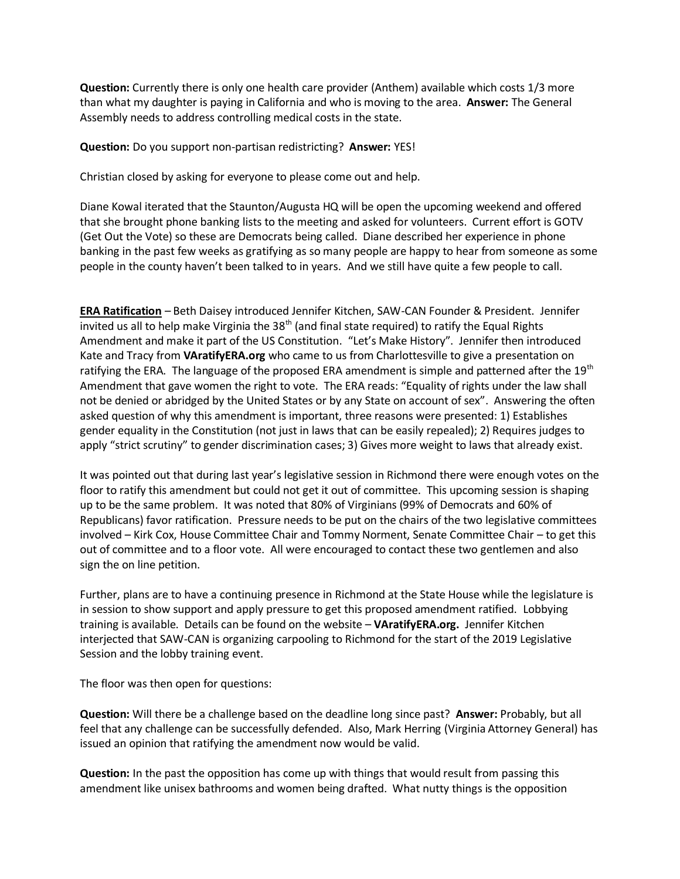**Question:** Currently there is only one health care provider (Anthem) available which costs 1/3 more than what my daughter is paying in California and who is moving to the area. **Answer:** The General Assembly needs to address controlling medical costs in the state.

**Question:** Do you support non-partisan redistricting? **Answer:** YES!

Christian closed by asking for everyone to please come out and help.

Diane Kowal iterated that the Staunton/Augusta HQ will be open the upcoming weekend and offered that she brought phone banking lists to the meeting and asked for volunteers. Current effort is GOTV (Get Out the Vote) so these are Democrats being called. Diane described her experience in phone banking in the past few weeks as gratifying as so many people are happy to hear from someone as some people in the county haven't been talked to in years. And we still have quite a few people to call.

**ERA Ratification** – Beth Daisey introduced Jennifer Kitchen, SAW-CAN Founder & President. Jennifer invited us all to help make Virginia the 38th (and final state required) to ratify the Equal Rights Amendment and make it part of the US Constitution. "Let's Make History". Jennifer then introduced Kate and Tracy from **VAratifyERA.org** who came to us from Charlottesville to give a presentation on ratifying the ERA. The language of the proposed ERA amendment is simple and patterned after the 19th Amendment that gave women the right to vote. The ERA reads: "Equality of rights under the law shall not be denied or abridged by the United States or by any State on account of sex". Answering the often asked question of why this amendment is important, three reasons were presented: 1) Establishes gender equality in the Constitution (not just in laws that can be easily repealed); 2) Requires judges to apply "strict scrutiny" to gender discrimination cases; 3) Gives more weight to laws that already exist.

It was pointed out that during last year's legislative session in Richmond there were enough votes on the floor to ratify this amendment but could not get it out of committee. This upcoming session is shaping up to be the same problem. It was noted that 80% of Virginians (99% of Democrats and 60% of Republicans) favor ratification. Pressure needs to be put on the chairs of the two legislative committees involved – Kirk Cox, House Committee Chair and Tommy Norment, Senate Committee Chair – to get this out of committee and to a floor vote. All were encouraged to contact these two gentlemen and also sign the on line petition.

Further, plans are to have a continuing presence in Richmond at the State House while the legislature is in session to show support and apply pressure to get this proposed amendment ratified. Lobbying training is available. Details can be found on the website – **VAratifyERA.org.** Jennifer Kitchen interjected that SAW-CAN is organizing carpooling to Richmond for the start of the 2019 Legislative Session and the lobby training event.

The floor was then open for questions:

**Question:** Will there be a challenge based on the deadline long since past? **Answer:** Probably, but all feel that any challenge can be successfully defended. Also, Mark Herring (Virginia Attorney General) has issued an opinion that ratifying the amendment now would be valid.

**Question:** In the past the opposition has come up with things that would result from passing this amendment like unisex bathrooms and women being drafted. What nutty things is the opposition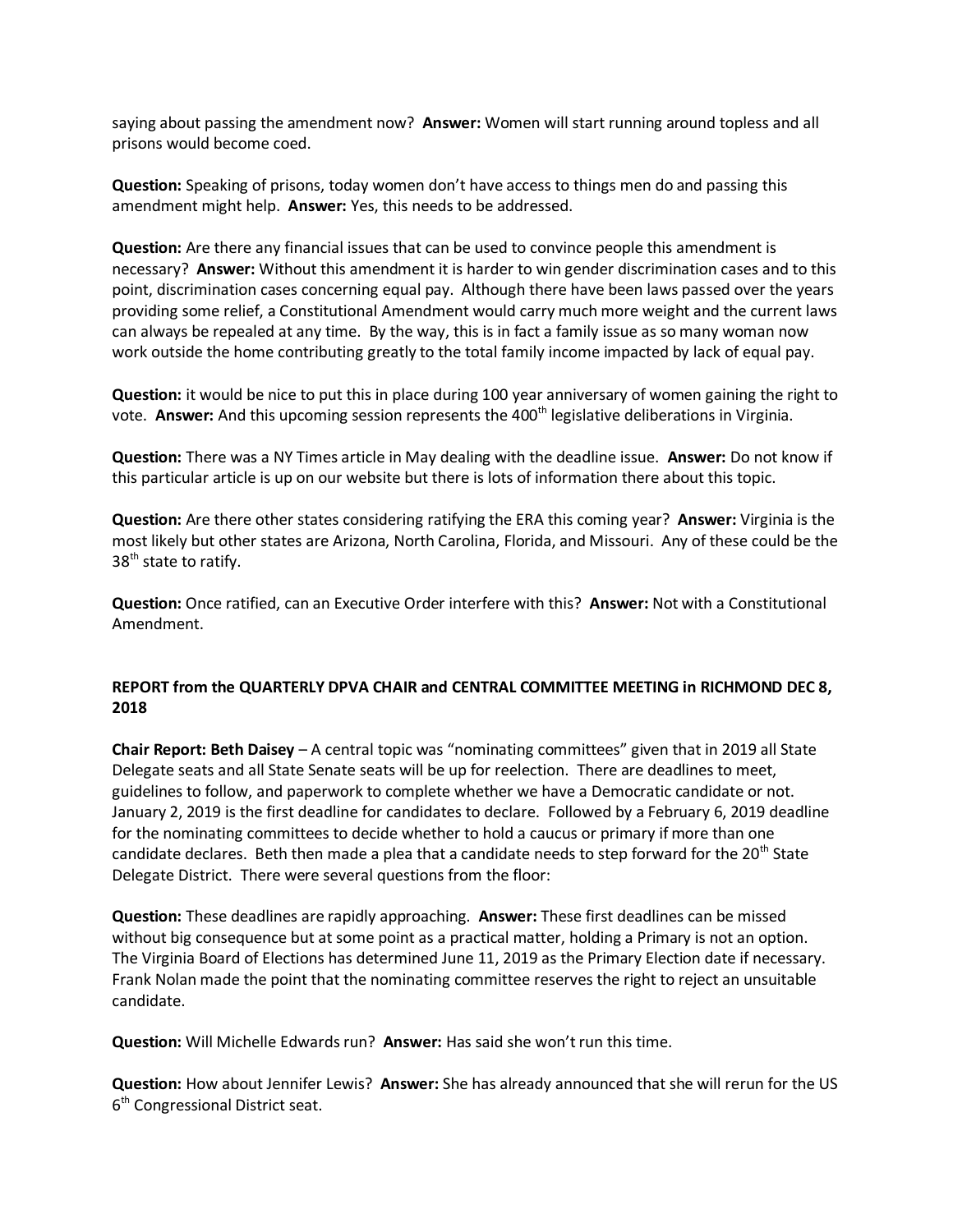saying about passing the amendment now? **Answer:** Women will start running around topless and all prisons would become coed.

**Question:** Speaking of prisons, today women don't have access to things men do and passing this amendment might help. **Answer:** Yes, this needs to be addressed.

**Question:** Are there any financial issues that can be used to convince people this amendment is necessary? **Answer:** Without this amendment it is harder to win gender discrimination cases and to this point, discrimination cases concerning equal pay. Although there have been laws passed over the years providing some relief, a Constitutional Amendment would carry much more weight and the current laws can always be repealed at any time. By the way, this is in fact a family issue as so many woman now work outside the home contributing greatly to the total family income impacted by lack of equal pay.

**Question:** it would be nice to put this in place during 100 year anniversary of women gaining the right to vote. **Answer:** And this upcoming session represents the 400th legislative deliberations in Virginia.

**Question:** There was a NY Times article in May dealing with the deadline issue. **Answer:** Do not know if this particular article is up on our website but there is lots of information there about this topic.

**Question:** Are there other states considering ratifying the ERA this coming year? **Answer:** Virginia is the most likely but other states are Arizona, North Carolina, Florida, and Missouri. Any of these could be the 38th state to ratify.

**Question:** Once ratified, can an Executive Order interfere with this? **Answer:** Not with a Constitutional Amendment.

**REPORT from the QUARTERLY DPVA CHAIR and CENTRAL COMMITTEE MEETING in RICHMOND DEC 8, 2018**

**Chair Report: Beth Daisey** – A central topic was "nominating committees" given that in 2019 all State Delegate seats and all State Senate seats will be up for reelection. There are deadlines to meet, guidelines to follow, and paperwork to complete whether we have a Democratic candidate or not. January 2, 2019 is the first deadline for candidates to declare. Followed by a February 6, 2019 deadline for the nominating committees to decide whether to hold a caucus or primary if more than one candidate declares. Beth then made a plea that a candidate needs to step forward for the 20th State Delegate District. There were several questions from the floor:

**Question:** These deadlines are rapidly approaching. **Answer:** These first deadlines can be missed without big consequence but at some point as a practical matter, holding a Primary is not an option. The Virginia Board of Elections has determined June 11, 2019 as the Primary Election date if necessary. Frank Nolan made the point that the nominating committee reserves the right to reject an unsuitable candidate.

**Question:** Will Michelle Edwards run? **Answer:** Has said she won't run this time.

**Question:** How about Jennifer Lewis? **Answer:** She has already announced that she will rerun for the US 6th Congressional District seat.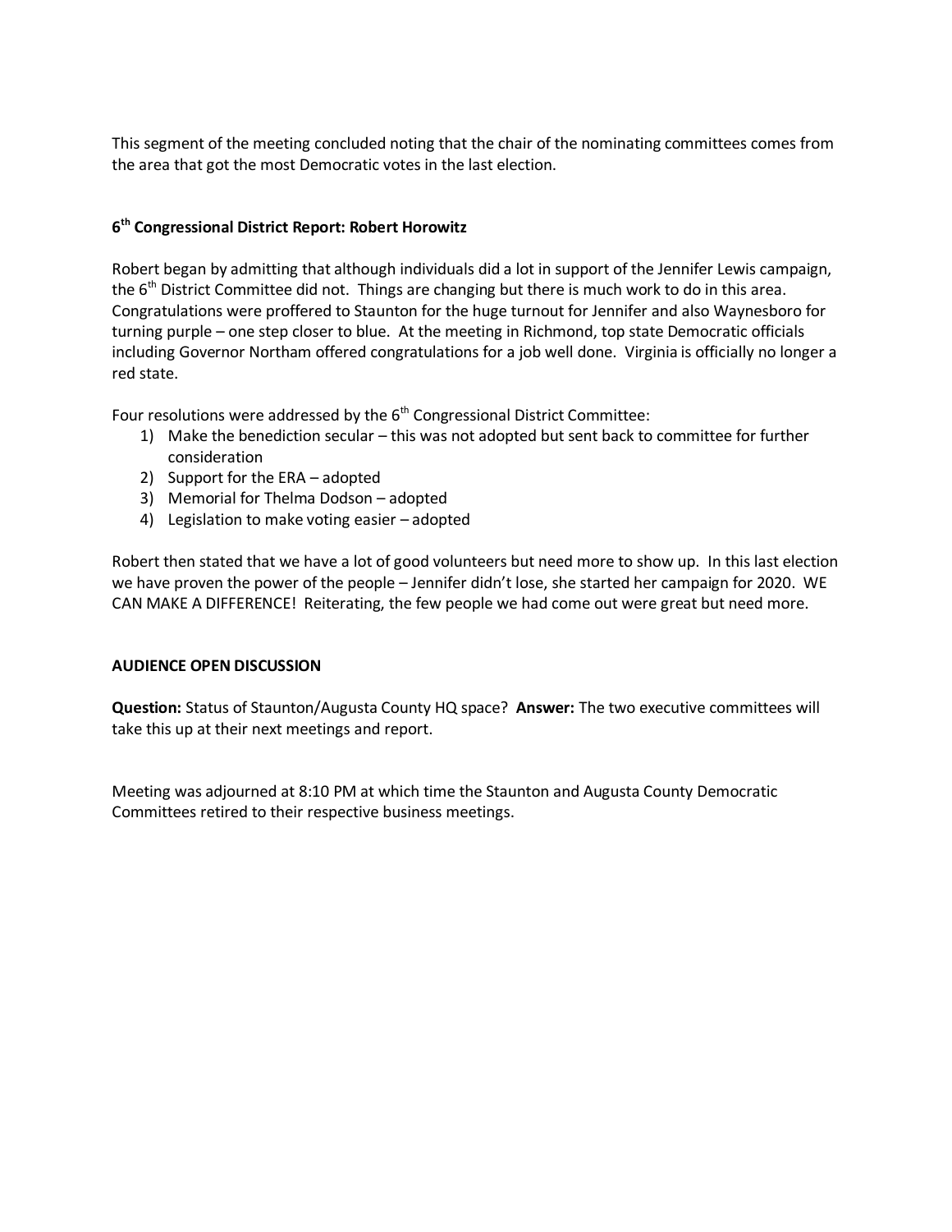This segment of the meeting concluded noting that the chair of the nominating committees comes from the area that got the most Democratic votes in the last election.

### 6th Congressional District Report: Robert Horowitz

Robert began by admitting that although individuals did a lot in support of the Jennifer Lewis campaign, the 6th District Committee did not. Things are changing but there is much work to do in this area. Congratulations were proffered to Staunton for the huge turnout for Jennifer and also Waynesboro for turning purple – one step closer to blue. At the meeting in Richmond, top state Democratic officials including Governor Northam offered congratulations for a job well done. Virginia is officially no longer a red state.

Four resolutions were addressed by the 6th Congressional District Committee:

1) Make the benediction secular – this was not adopted but sent back to committee for further consideration
2) Support for the ERA – adopted
3) Memorial for Thelma Dodson – adopted
4) Legislation to make voting easier – adopted

Robert then stated that we have a lot of good volunteers but need more to show up. In this last election we have proven the power of the people – Jennifer didn't lose, she started her campaign for 2020. WE CAN MAKE A DIFFERENCE! Reiterating, the few people we had come out were great but need more.

### AUDIENCE OPEN DISCUSSION

**Question:** Status of Staunton/Augusta County HQ space? **Answer:** The two executive committees will take this up at their next meetings and report.

Meeting was adjourned at 8:10 PM at which time the Staunton and Augusta County Democratic Committees retired to their respective business meetings.